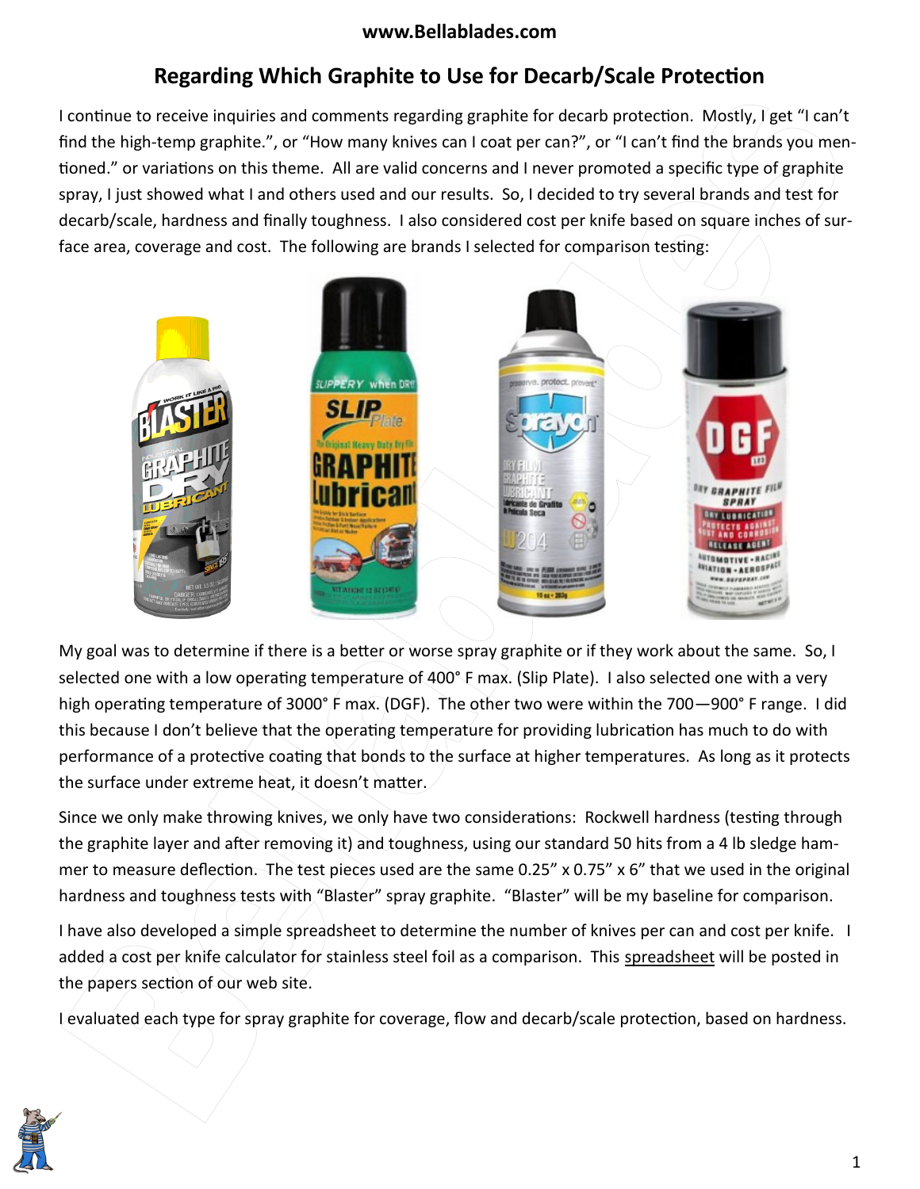# Regarding Which Graphite to Use for Decarb/Scale Protection

I continue to receive inquiries and comments regarding graphite for decarb protection. Mostly, I get "I can't find the high-temp graphite.", or "How many knives can I coat per can?", or "I can't find the brands you mentioned." or variations on this theme. All are valid concerns and I never promoted a specific type of graphite spray, I just showed what I and others used and our results. So, I decided to try several brands and test for decarb/scale, hardness and finally toughness. I also considered cost per knife based on square inches of surface area, coverage and cost. The following are brands I selected for comparison testing:

My goal was to determine if there is a better or worse spray graphite or if they work about the same. So, I selected one with a low operating temperature of 400° F max. (Slip Plate). I also selected one with a very high operating temperature of 3000° F max. (DGF). The other two were within the 700—900° F range. I did this because I don't believe that the operating temperature for providing lubrication has much to do with performance of a protective coating that bonds to the surface at higher temperatures. As long as it protects the surface under extreme heat, it doesn't matter.

Since we only make throwing knives, we only have two considerations: Rockwell hardness (testing through the graphite layer and after removing it) and toughness, using our standard 50 hits from a 4 lb sledge hammer to measure deflection. The test pieces used are the same 0.25" x 0.75" x 6" that we used in the original hardness and toughness tests with "Blaster" spray graphite. "Blaster" will be my baseline for comparison.

I have also developed a simple spreadsheet to determine the number of knives per can and cost per knife. I added a cost per knife calculator for stainless steel foil as a comparison. This spreadsheet will be posted in the papers section of our web site.

I evaluated each type for spray graphite for coverage, flow and decarb/scale protection, based on hardness.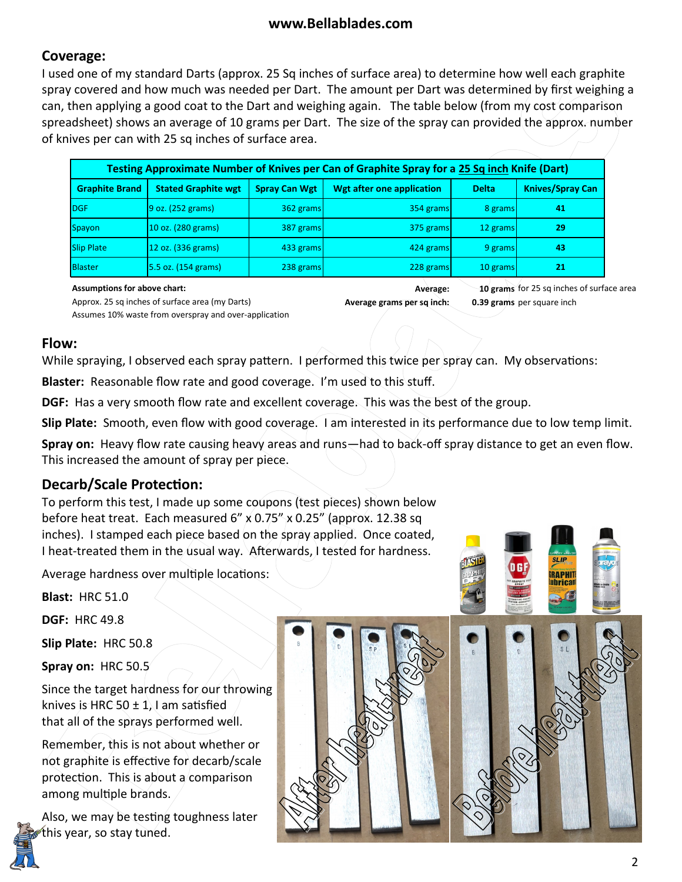## Coverage:

I used one of my standard Darts (approx. 25 Sq inches of surface area) to determine how well each graphite spray covered and how much was needed per Dart. The amount per Dart was determined by first weighing a can, then applying a good coat to the Dart and weighing again. The table below (from my cost comparison spreadsheet) shows an average of 10 grams per Dart. The size of the spray can provided the approx. number of knives per can with 25 sq inches of surface area.

| Testing Approximate Number of Knives per Can of Graphite Spray for a 25 Sq inch Knife (Dart) | | | | | |
|---|---|---|---|---|---|
| **Graphite Brand** | **Stated Graphite wgt** | **Spray Can Wgt** | **Wgt after one application** | **Delta** | **Knives/Spray Can** |
| DGF | 9 oz. (252 grams) | 362 grams | 354 grams | 8 grams | **41** |
| Spayon | 10 oz. (280 grams) | 387 grams | 375 grams | 12 grams | **29** |
| Slip Plate | 12 oz. (336 grams) | 433 grams | 424 grams | 9 grams | **43** |
| Blaster | 5.5 oz. (154 grams) | 238 grams | 228 grams | 10 grams | **21** |

**Assumptions for above chart:**
Approx. 25 sq inches of surface area (my Darts)
Assumes 10% waste from overspray and over-application

**Average:** **10 grams** for 25 sq inches of surface area
**Average grams per sq inch:** **0.39 grams** per square inch

## Flow:

While spraying, I observed each spray pattern. I performed this twice per spray can. My observations:

**Blaster:** Reasonable flow rate and good coverage. I'm used to this stuff.

**DGF:** Has a very smooth flow rate and excellent coverage. This was the best of the group.

**Slip Plate:** Smooth, even flow with good coverage. I am interested in its performance due to low temp limit.

**Spray on:** Heavy flow rate causing heavy areas and runs—had to back-off spray distance to get an even flow. This increased the amount of spray per piece.

## Decarb/Scale Protection:

To perform this test, I made up some coupons (test pieces) shown below before heat treat. Each measured 6" x 0.75" x 0.25" (approx. 12.38 sq inches). I stamped each piece based on the spray applied. Once coated, I heat-treated them in the usual way. Afterwards, I tested for hardness.

Average hardness over multiple locations:

**Blast:** HRC 51.0

**DGF:** HRC 49.8

**Slip Plate:** HRC 50.8

**Spray on:** HRC 50.5

Since the target hardness for our throwing knives is HRC 50 ± 1, I am satisfied that all of the sprays performed well.

Remember, this is not about whether or not graphite is effective for decarb/scale protection. This is about a comparison among multiple brands.

Also, we may be testing toughness later this year, so stay tuned.

After heat-treat

Before heat-treat